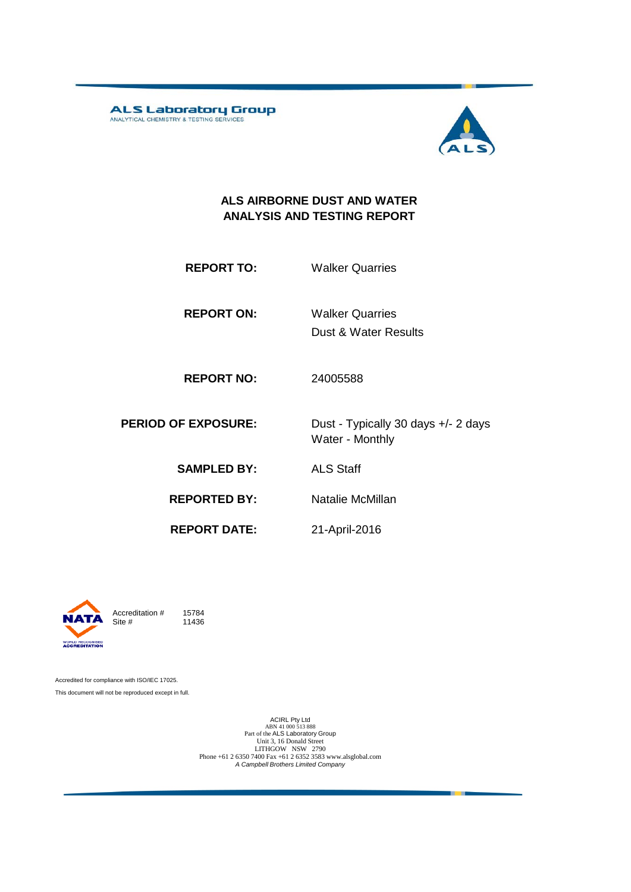**ALS Laboratory Group**
ANALYTICAL CHEMISTRY & TESTING SERVICES

# ALS AIRBORNE DUST AND WATER ANALYSIS AND TESTING REPORT

| | |
|---|---|
| **REPORT TO:** | Walker Quarries |
| **REPORT ON:** | Walker Quarries<br>Dust & Water Results |
| **REPORT NO:** | 24005588 |
| **PERIOD OF EXPOSURE:** | Dust - Typically 30 days +/- 2 days<br>Water - Monthly |
| **SAMPLED BY:** | ALS Staff |
| **REPORTED BY:** | Natalie McMillan |
| **REPORT DATE:** | 21-April-2016 |

Accreditation # 15784
Site # 11436

Accredited for compliance with ISO/IEC 17025.

This document will not be reproduced except in full.

ACIRL Pty Ltd
ABN 41 000 513 888
Part of the ALS Laboratory Group
Unit 3, 16 Donald Street
LITHGOW NSW 2790
Phone +61 2 6350 7400 Fax +61 2 6352 3583 www.alsglobal.com
*A Campbell Brothers Limited Company*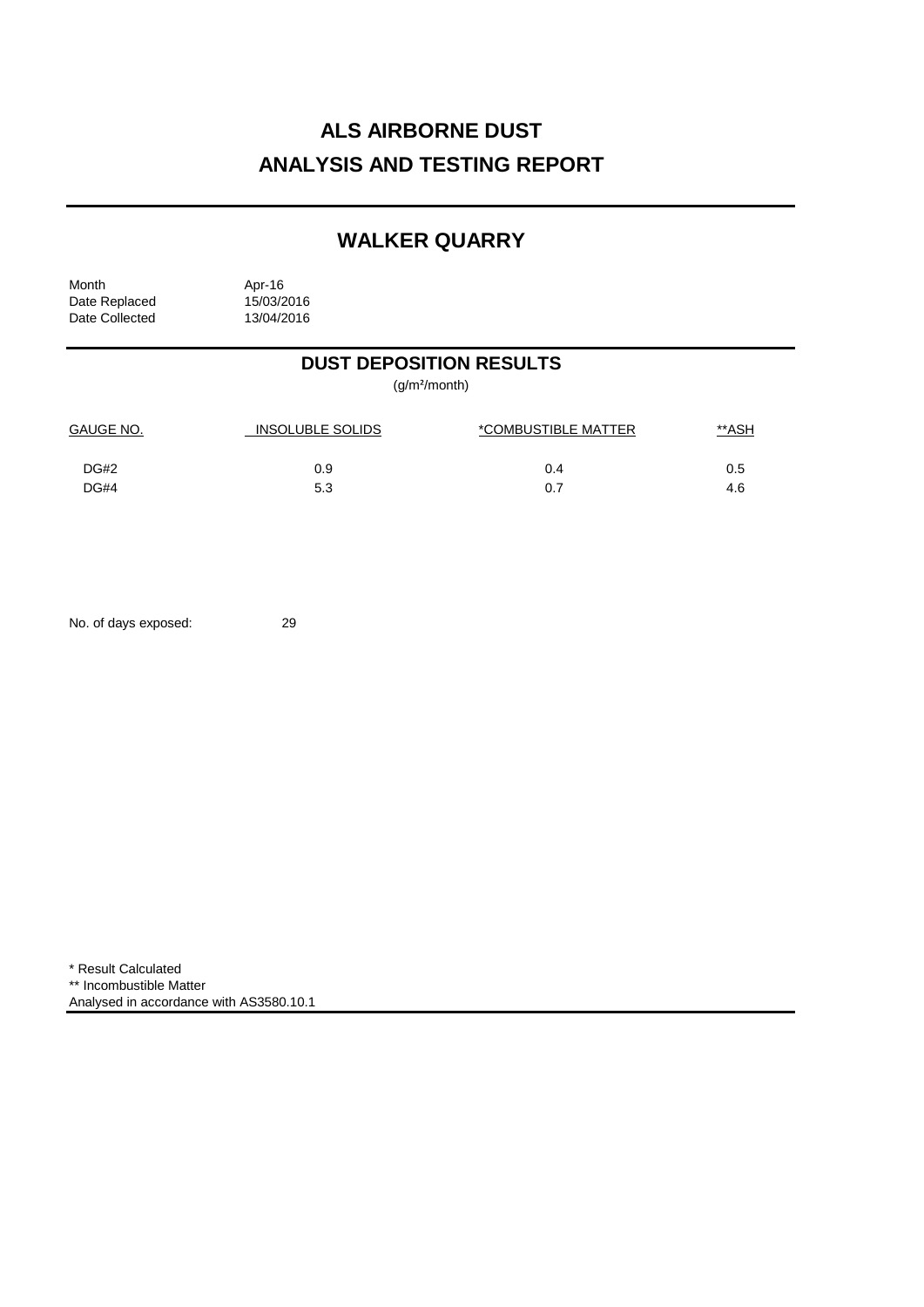# ALS AIRBORNE DUST
# ANALYSIS AND TESTING REPORT

## WALKER QUARRY

Month Apr-16
Date Replaced 15/03/2016
Date Collected 13/04/2016

### DUST DEPOSITION RESULTS

($g/m^2$/month)

| GAUGE NO. | INSOLUBLE SOLIDS | *COMBUSTIBLE MATTER | **ASH |
|---|---|---|---|
| DG#2 | 0.9 | 0.4 | 0.5 |
| DG#4 | 5.3 | 0.7 | 4.6 |

No. of days exposed: 29

\* Result Calculated
\** Incombustible Matter
Analysed in accordance with AS3580.10.1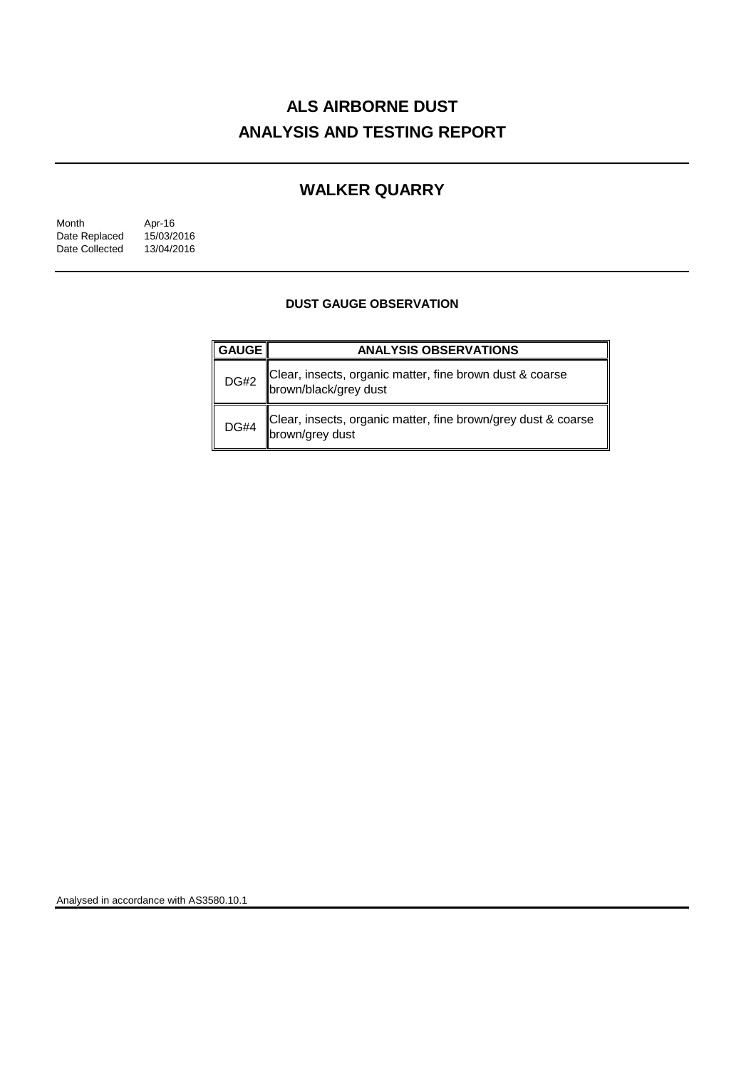# ALS AIRBORNE DUST
# ANALYSIS AND TESTING REPORT

## WALKER QUARRY

| | |
|---|---|
| Month | Apr-16 |
| Date Replaced | 15/03/2016 |
| Date Collected | 13/04/2016 |

### DUST GAUGE OBSERVATION

| GAUGE | ANALYSIS OBSERVATIONS |
|---|---|
| DG#2 | Clear, insects, organic matter, fine brown dust & coarse brown/black/grey dust |
| DG#4 | Clear, insects, organic matter, fine brown/grey dust & coarse brown/grey dust |

Analysed in accordance with AS3580.10.1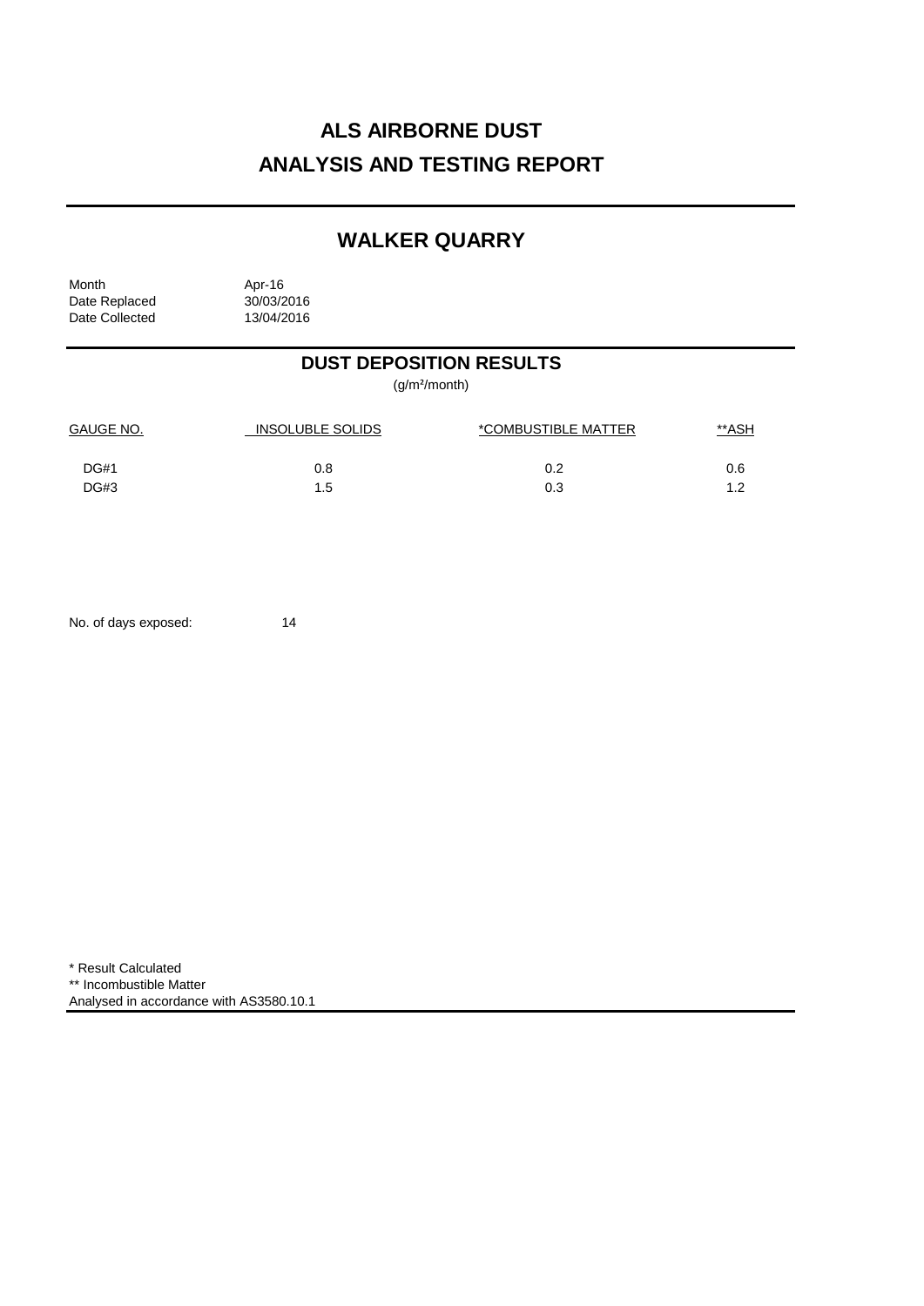# ALS AIRBORNE DUST
# ANALYSIS AND TESTING REPORT

## WALKER QUARRY

Month Apr-16
Date Replaced 30/03/2016
Date Collected 13/04/2016

## DUST DEPOSITION RESULTS

($g/m^2/month$)

| GAUGE NO. | INSOLUBLE SOLIDS | *COMBUSTIBLE MATTER | **ASH |
|---|---|---|---|
| DG#1 | 0.8 | 0.2 | 0.6 |
| DG#3 | 1.5 | 0.3 | 1.2 |

No. of days exposed: 14

\* Result Calculated
** Incombustible Matter
Analysed in accordance with AS3580.10.1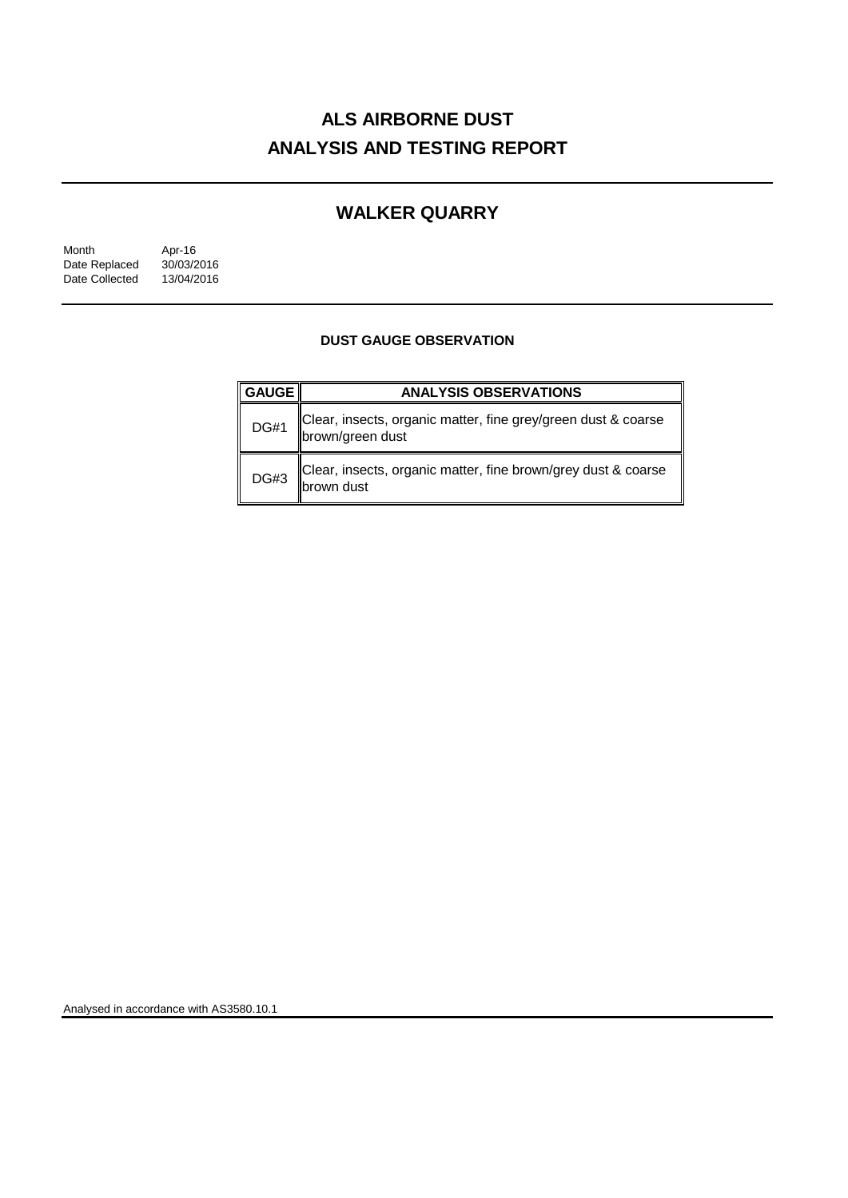# ALS AIRBORNE DUST
# ANALYSIS AND TESTING REPORT

## WALKER QUARRY

| | |
|---|---|
| Month | Apr-16 |
| Date Replaced | 30/03/2016 |
| Date Collected | 13/04/2016 |

### DUST GAUGE OBSERVATION

| GAUGE | ANALYSIS OBSERVATIONS |
|---|---|
| DG#1 | Clear, insects, organic matter, fine grey/green dust & coarse brown/green dust |
| DG#3 | Clear, insects, organic matter, fine brown/grey dust & coarse brown dust |

Analysed in accordance with AS3580.10.1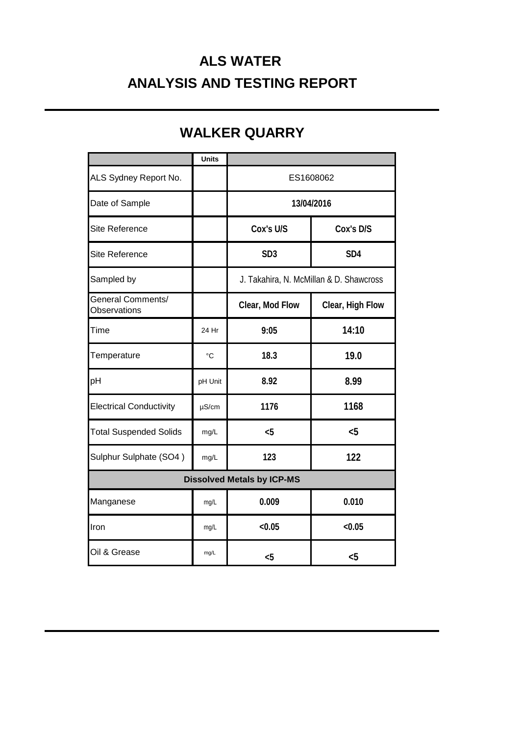# ALS WATER

# ANALYSIS AND TESTING REPORT

## WALKER QUARRY

| | Units | | |
|---|---|---|---|
| ALS Sydney Report No. | | ES1608062 | |
| Date of Sample | | **13/04/2016** | |
| Site Reference | | **Cox's U/S** | **Cox's D/S** |
| Site Reference | | **SD3** | **SD4** |
| Sampled by | | J. Takahira, N. McMillan & D. Shawcross | |
| General Comments/ Observations | | **Clear, Mod Flow** | **Clear, High Flow** |
| Time | 24 Hr | **9:05** | **14:10** |
| Temperature | °C | **18.3** | **19.0** |
| pH | pH Unit | **8.92** | **8.99** |
| Electrical Conductivity | µS/cm | **1176** | **1168** |
| Total Suspended Solids | mg/L | **<5** | **<5** |
| Sulphur Sulphate ($SO_4$) | mg/L | **123** | **122** |
| **Dissolved Metals by ICP-MS** | | | |
| Manganese | mg/L | **0.009** | **0.010** |
| Iron | mg/L | **<0.05** | **<0.05** |
| Oil & Grease | mg/L | **<5** | **<5** |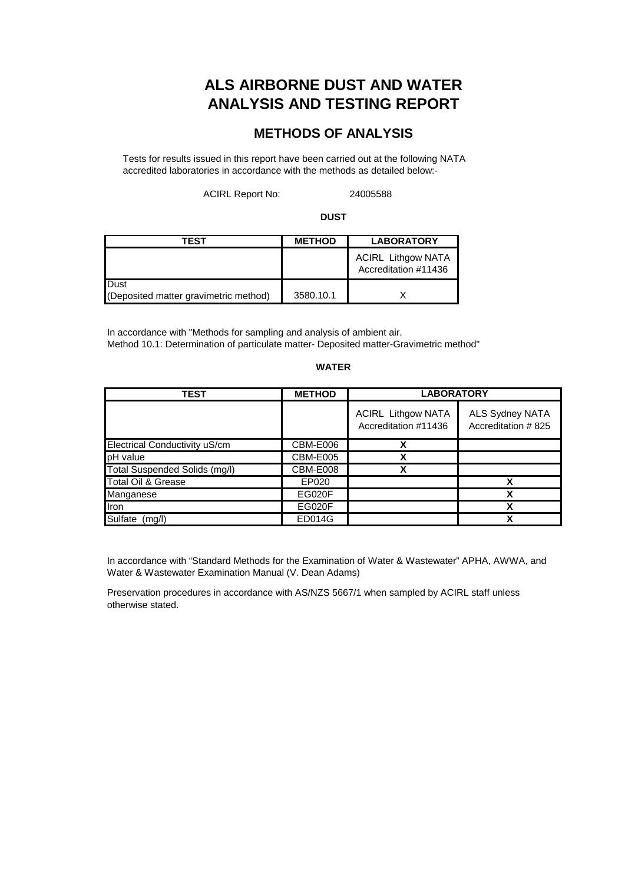# ALS AIRBORNE DUST AND WATER ANALYSIS AND TESTING REPORT

## METHODS OF ANALYSIS

Tests for results issued in this report have been carried out at the following NATA accredited laboratories in accordance with the methods as detailed below:-

ACIRL Report No: 24005588

**DUST**

| TEST | METHOD | LABORATORY |
|---|---|---|
| | | ACIRL Lithgow NATA Accreditation #11436 |
| Dust (Deposited matter gravimetric method) | 3580.10.1 | X |

In accordance with "Methods for sampling and analysis of ambient air.
Method 10.1: Determination of particulate matter- Deposited matter-Gravimetric method"

**WATER**

| TEST | METHOD | LABORATORY | |
|---|---|---|---|
| | | ACIRL Lithgow NATA Accreditation #11436 | ALS Sydney NATA Accreditation # 825 |
| Electrical Conductivity uS/cm | CBM-E006 | X | |
| pH value | CBM-E005 | X | |
| Total Suspended Solids (mg/l) | CBM-E008 | X | |
| Total Oil & Grease | EP020 | | X |
| Manganese | EG020F | | X |
| Iron | EG020F | | X |
| Sulfate (mg/l) | ED014G | | X |

In accordance with "Standard Methods for the Examination of Water & Wastewater" APHA, AWWA, and Water & Wastewater Examination Manual (V. Dean Adams)

Preservation procedures in accordance with AS/NZS 5667/1 when sampled by ACIRL staff unless otherwise stated.